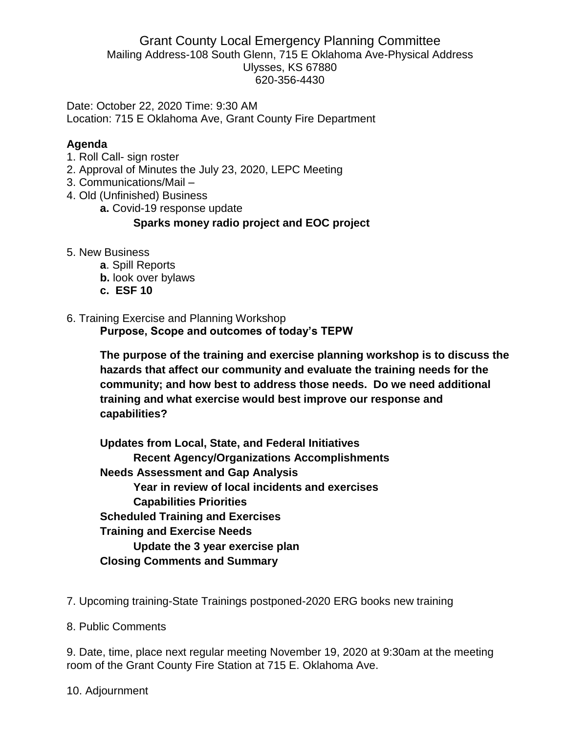# Grant County Local Emergency Planning Committee

Mailing Address-108 South Glenn, 715 E Oklahoma Ave-Physical Address
Ulysses, KS 67880
620-356-4430

Date: October 22, 2020 Time: 9:30 AM
Location: 715 E Oklahoma Ave, Grant County Fire Department

**Agenda**

1. Roll Call- sign roster
2. Approval of Minutes the July 23, 2020, LEPC Meeting
3. Communications/Mail –
4. Old (Unfinished) Business
   - **a.** Covid-19 response update
     - **Sparks money radio project and EOC project**
5. New Business
   - **a**. Spill Reports
   - **b.** look over bylaws
   - **c. ESF 10**
6. Training Exercise and Planning Workshop

   **Purpose, Scope and outcomes of today's TEPW**

   **The purpose of the training and exercise planning workshop is to discuss the hazards that affect our community and evaluate the training needs for the community; and how best to address those needs. Do we need additional training and what exercise would best improve our response and capabilities?**

   **Updates from Local, State, and Federal Initiatives**
   - **Recent Agency/Organizations Accomplishments**

   **Needs Assessment and Gap Analysis**
   - **Year in review of local incidents and exercises**
   - **Capabilities Priorities**

   **Scheduled Training and Exercises**

   **Training and Exercise Needs**
   - **Update the 3 year exercise plan**

   **Closing Comments and Summary**

7. Upcoming training-State Trainings postponed-2020 ERG books new training

8. Public Comments

9. Date, time, place next regular meeting November 19, 2020 at 9:30am at the meeting room of the Grant County Fire Station at 715 E. Oklahoma Ave.

10. Adjournment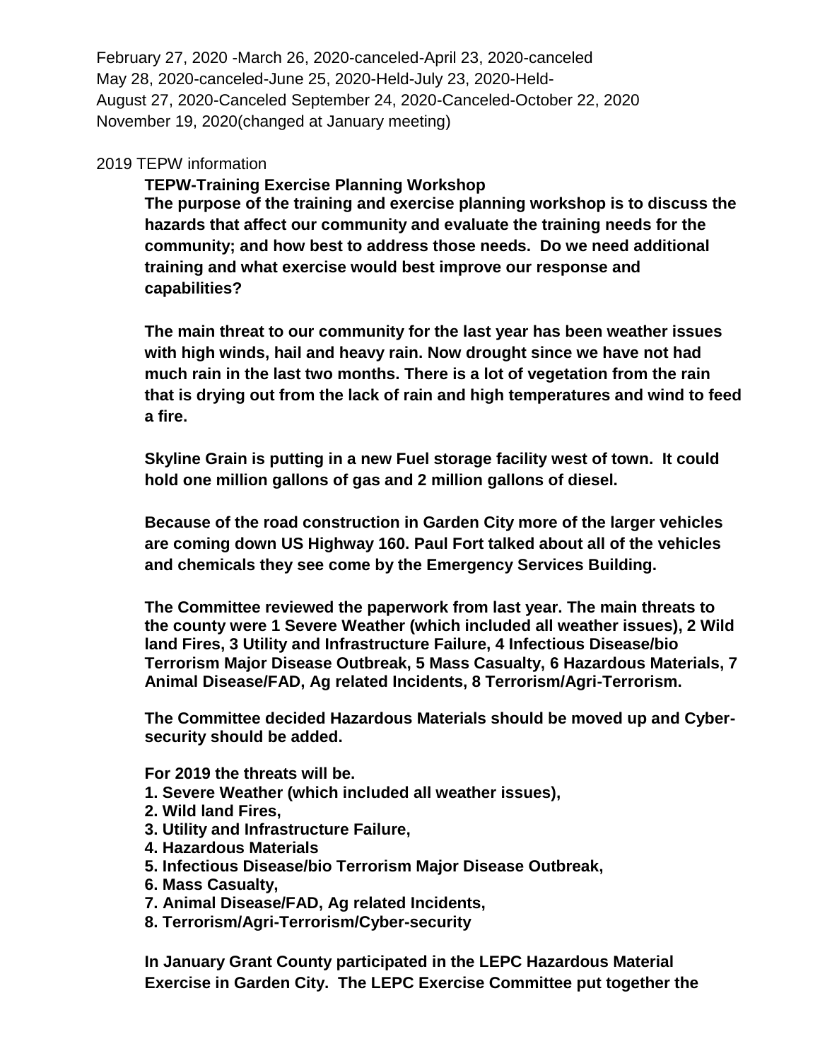February 27, 2020 -March 26, 2020-canceled-April 23, 2020-canceled
May 28, 2020-canceled-June 25, 2020-Held-July 23, 2020-Held-
August 27, 2020-Canceled September 24, 2020-Canceled-October 22, 2020
November 19, 2020(changed at January meeting)

2019 TEPW information

**TEPW-Training Exercise Planning Workshop**
**The purpose of the training and exercise planning workshop is to discuss the hazards that affect our community and evaluate the training needs for the community; and how best to address those needs. Do we need additional training and what exercise would best improve our response and capabilities?**

**The main threat to our community for the last year has been weather issues with high winds, hail and heavy rain. Now drought since we have not had much rain in the last two months. There is a lot of vegetation from the rain that is drying out from the lack of rain and high temperatures and wind to feed a fire.**

**Skyline Grain is putting in a new Fuel storage facility west of town. It could hold one million gallons of gas and 2 million gallons of diesel.**

**Because of the road construction in Garden City more of the larger vehicles are coming down US Highway 160. Paul Fort talked about all of the vehicles and chemicals they see come by the Emergency Services Building.**

**The Committee reviewed the paperwork from last year. The main threats to the county were 1 Severe Weather (which included all weather issues), 2 Wild land Fires, 3 Utility and Infrastructure Failure, 4 Infectious Disease/bio Terrorism Major Disease Outbreak, 5 Mass Casualty, 6 Hazardous Materials, 7 Animal Disease/FAD, Ag related Incidents, 8 Terrorism/Agri-Terrorism.**

**The Committee decided Hazardous Materials should be moved up and Cyber-security should be added.**

**For 2019 the threats will be.**

1. **Severe Weather (which included all weather issues),**
2. **Wild land Fires,**
3. **Utility and Infrastructure Failure,**
4. **Hazardous Materials**
5. **Infectious Disease/bio Terrorism Major Disease Outbreak,**
6. **Mass Casualty,**
7. **Animal Disease/FAD, Ag related Incidents,**
8. **Terrorism/Agri-Terrorism/Cyber-security**

**In January Grant County participated in the LEPC Hazardous Material Exercise in Garden City. The LEPC Exercise Committee put together the**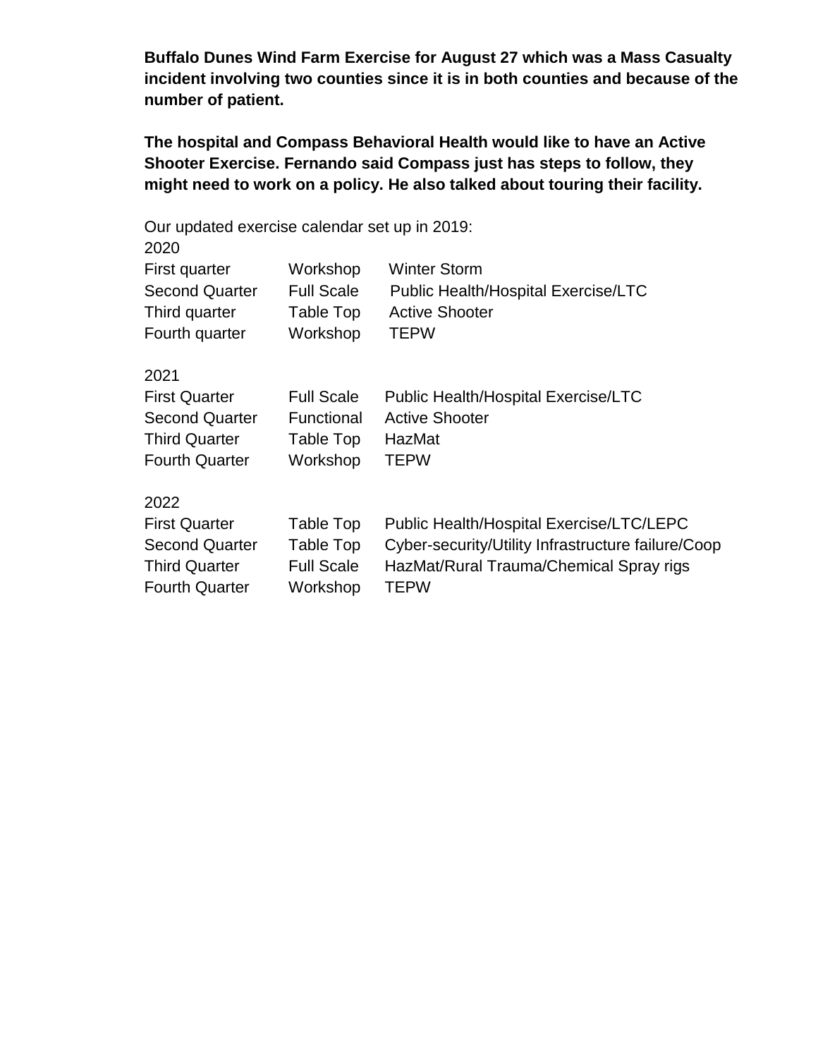**Buffalo Dunes Wind Farm Exercise for August 27 which was a Mass Casualty incident involving two counties since it is in both counties and because of the number of patient.**

**The hospital and Compass Behavioral Health would like to have an Active Shooter Exercise. Fernando said Compass just has steps to follow, they might need to work on a policy. He also talked about touring their facility.**

Our updated exercise calendar set up in 2019:

2020

| | | |
|---|---|---|
| First quarter | Workshop | Winter Storm |
| Second Quarter | Full Scale | Public Health/Hospital Exercise/LTC |
| Third quarter | Table Top | Active Shooter |
| Fourth quarter | Workshop | TEPW |

2021

| | | |
|---|---|---|
| First Quarter | Full Scale | Public Health/Hospital Exercise/LTC |
| Second Quarter | Functional | Active Shooter |
| Third Quarter | Table Top | HazMat |
| Fourth Quarter | Workshop | TEPW |

2022

| | | |
|---|---|---|
| First Quarter | Table Top | Public Health/Hospital Exercise/LTC/LEPC |
| Second Quarter | Table Top | Cyber-security/Utility Infrastructure failure/Coop |
| Third Quarter | Full Scale | HazMat/Rural Trauma/Chemical Spray rigs |
| Fourth Quarter | Workshop | TEPW |